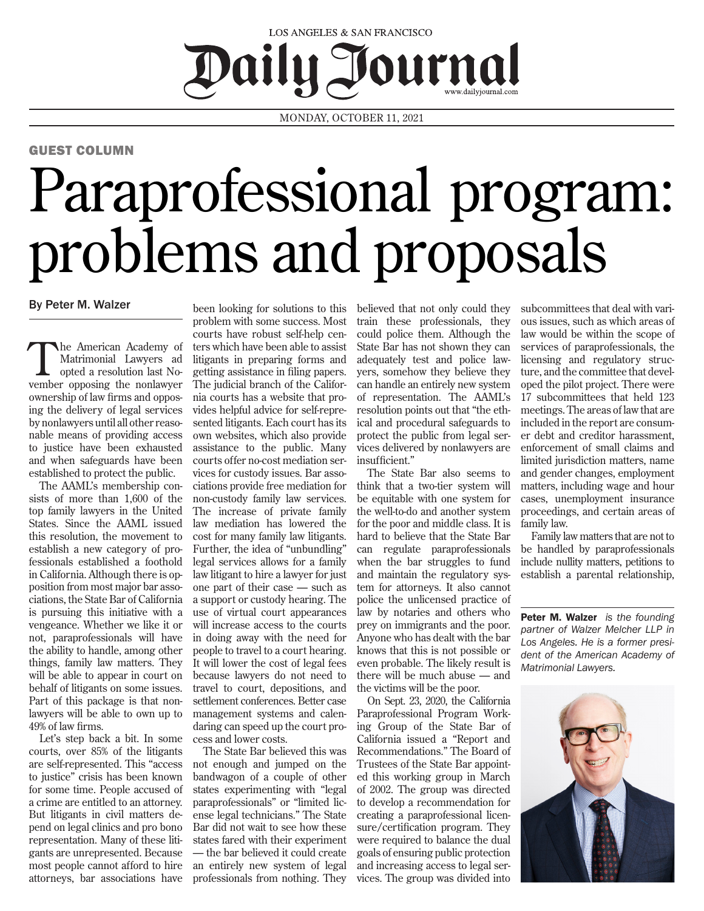LOS ANGELES & SAN FRANCISCO

# Daily Journal

www.dailyjournal.com

MONDAY, OCTOBER 11, 2021

GUEST COLUMN

# Paraprofessional program: problems and proposals

By Peter M. Walzer

The American Academy of Matrimonial Lawyers adopted a resolution last November opposing the nonlawyer ownership of law firms and opposing the delivery of legal services by nonlawyers until all other reasonable means of providing access to justice have been exhausted and when safeguards have been established to protect the public.

The AAML's membership consists of more than 1,600 of the top family lawyers in the United States. Since the AAML issued this resolution, the movement to establish a new category of professionals established a foothold in California. Although there is opposition from most major bar associations, the State Bar of California is pursuing this initiative with a vengeance. Whether we like it or not, paraprofessionals will have the ability to handle, among other things, family law matters. They will be able to appear in court on behalf of litigants on some issues. Part of this package is that nonlawyers will be able to own up to 49% of law firms.

Let's step back a bit. In some courts, over 85% of the litigants are self-represented. This "access to justice" crisis has been known for some time. People accused of a crime are entitled to an attorney. But litigants in civil matters depend on legal clinics and pro bono representation. Many of these litigants are unrepresented. Because most people cannot afford to hire attorneys, bar associations have been looking for solutions to this problem with some success. Most courts have robust self-help centers which have been able to assist litigants in preparing forms and getting assistance in filing papers. The judicial branch of the California courts has a website that provides helpful advice for self-represented litigants. Each court has its own websites, which also provide assistance to the public. Many courts offer no-cost mediation services for custody issues. Bar associations provide free mediation for non-custody family law services. The increase of private family law mediation has lowered the cost for many family law litigants. Further, the idea of "unbundling" legal services allows for a family law litigant to hire a lawyer for just one part of their case — such as a support or custody hearing. The use of virtual court appearances will increase access to the courts in doing away with the need for people to travel to a court hearing. It will lower the cost of legal fees because lawyers do not need to travel to court, depositions, and settlement conferences. Better case management systems and calendaring can speed up the court process and lower costs.

The State Bar believed this was not enough and jumped on the bandwagon of a couple of other states experimenting with "legal paraprofessionals" or "limited license legal technicians." The State Bar did not wait to see how these states fared with their experiment — the bar believed it could create an entirely new system of legal professionals from nothing. They believed that not only could they train these professionals, they could police them. Although the State Bar has not shown they can adequately test and police lawyers, somehow they believe they can handle an entirely new system of representation. The AAML's resolution points out that "the ethical and procedural safeguards to protect the public from legal services delivered by nonlawyers are insufficient."

The State Bar also seems to think that a two-tier system will be equitable with one system for the well-to-do and another system for the poor and middle class. It is hard to believe that the State Bar can regulate paraprofessionals when the bar struggles to fund and maintain the regulatory system for attorneys. It also cannot police the unlicensed practice of law by notaries and others who prey on immigrants and the poor. Anyone who has dealt with the bar knows that this is not possible or even probable. The likely result is there will be much abuse — and the victims will be the poor.

On Sept. 23, 2020, the California Paraprofessional Program Working Group of the State Bar of California issued a "Report and Recommendations." The Board of Trustees of the State Bar appointed this working group in March of 2002. The group was directed to develop a recommendation for creating a paraprofessional licensure/certification program. They were required to balance the dual goals of ensuring public protection and increasing access to legal services. The group was divided into subcommittees that deal with various issues, such as which areas of law would be within the scope of services of paraprofessionals, the licensing and regulatory structure, and the committee that developed the pilot project. There were 17 subcommittees that held 123 meetings. The areas of law that are included in the report are consumer debt and creditor harassment, enforcement of small claims and limited jurisdiction matters, name and gender changes, employment matters, including wage and hour cases, unemployment insurance proceedings, and certain areas of family law.

Family law matters that are not to be handled by paraprofessionals include nullity matters, petitions to establish a parental relationship,

**Peter M. Walzer** *is the founding partner of Walzer Melcher LLP in Los Angeles. He is a former president of the American Academy of Matrimonial Lawyers.*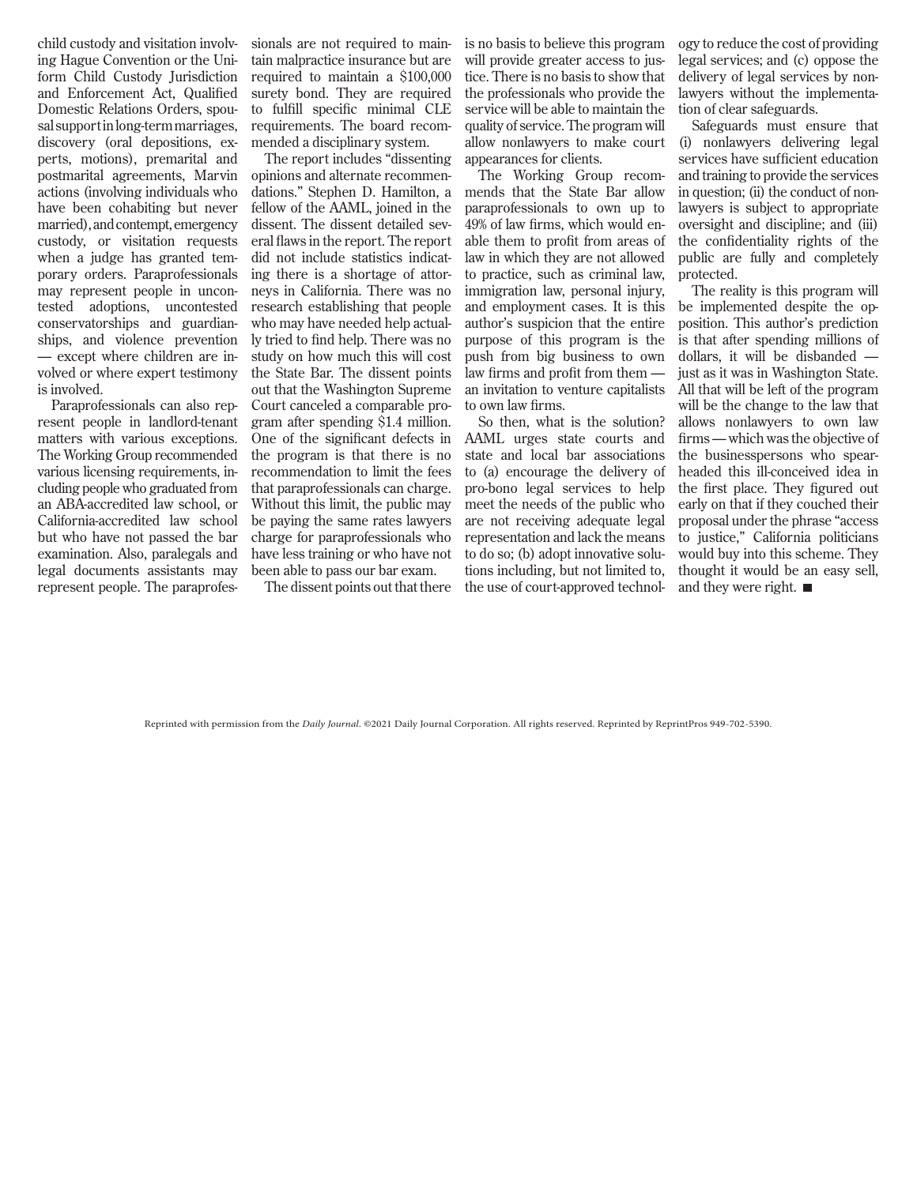child custody and visitation involving Hague Convention or the Uniform Child Custody Jurisdiction and Enforcement Act, Qualified Domestic Relations Orders, spousal support in long-term marriages, discovery (oral depositions, experts, motions), premarital and postmarital agreements, Marvin actions (involving individuals who have been cohabiting but never married), and contempt, emergency custody, or visitation requests when a judge has granted temporary orders. Paraprofessionals may represent people in uncontested adoptions, uncontested conservatorships and guardianships, and violence prevention — except where children are involved or where expert testimony is involved.

Paraprofessionals can also represent people in landlord-tenant matters with various exceptions. The Working Group recommended various licensing requirements, including people who graduated from an ABA-accredited law school, or California-accredited law school but who have not passed the bar examination. Also, paralegals and legal documents assistants may represent people. The paraprofessionals are not required to maintain malpractice insurance but are required to maintain a $100,000 surety bond. They are required to fulfill specific minimal CLE requirements. The board recommended a disciplinary system.

The report includes "dissenting opinions and alternate recommendations." Stephen D. Hamilton, a fellow of the AAML, joined in the dissent. The dissent detailed several flaws in the report. The report did not include statistics indicating there is a shortage of attorneys in California. There was no research establishing that people who may have needed help actually tried to find help. There was no study on how much this will cost the State Bar. The dissent points out that the Washington Supreme Court canceled a comparable program after spending $1.4 million. One of the significant defects in the program is that there is no recommendation to limit the fees that paraprofessionals can charge. Without this limit, the public may be paying the same rates lawyers charge for paraprofessionals who have less training or who have not been able to pass our bar exam.

The dissent points out that there is no basis to believe this program will provide greater access to justice. There is no basis to show that the professionals who provide the service will be able to maintain the quality of service. The program will allow nonlawyers to make court appearances for clients.

The Working Group recommends that the State Bar allow paraprofessionals to own up to 49% of law firms, which would enable them to profit from areas of law in which they are not allowed to practice, such as criminal law, immigration law, personal injury, and employment cases. It is this author's suspicion that the entire purpose of this program is the push from big business to own law firms and profit from them — an invitation to venture capitalists to own law firms.

So then, what is the solution? AAML urges state courts and state and local bar associations to (a) encourage the delivery of pro-bono legal services to help meet the needs of the public who are not receiving adequate legal representation and lack the means to do so; (b) adopt innovative solutions including, but not limited to, the use of court-approved technology to reduce the cost of providing legal services; and (c) oppose the delivery of legal services by nonlawyers without the implementation of clear safeguards.

Safeguards must ensure that (i) nonlawyers delivering legal services have sufficient education and training to provide the services in question; (ii) the conduct of nonlawyers is subject to appropriate oversight and discipline; and (iii) the confidentiality rights of the public are fully and completely protected.

The reality is this program will be implemented despite the opposition. This author's prediction is that after spending millions of dollars, it will be disbanded — just as it was in Washington State. All that will be left of the program will be the change to the law that allows nonlawyers to own law firms — which was the objective of the businesspersons who spearheaded this ill-conceived idea in the first place. They figured out early on that if they couched their proposal under the phrase "access to justice," California politicians would buy into this scheme. They thought it would be an easy sell, and they were right. ■

Reprinted with permission from the *Daily Journal*. ©2021 Daily Journal Corporation. All rights reserved. Reprinted by ReprintPros 949-702-5390.